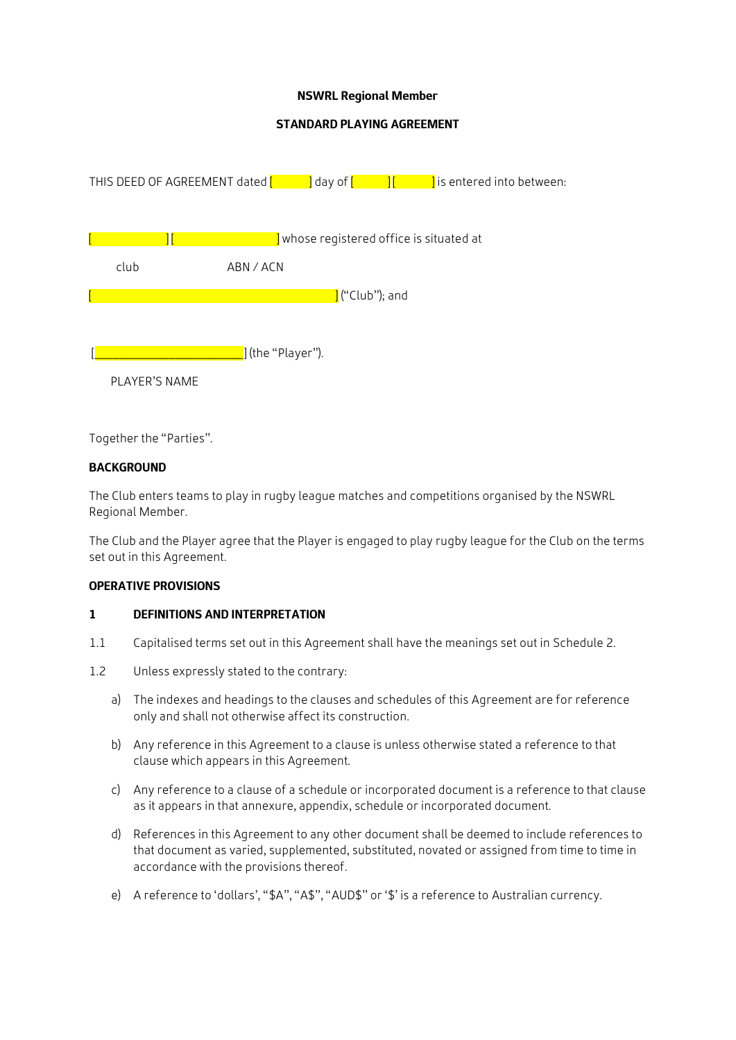**NSWRL Regional Member**

**STANDARD PLAYING AGREEMENT**

THIS DEED OF AGREEMENT dated [ ] day of [ ] [ ] is entered into between:

[ ] [ ] whose registered office is situated at

club ABN / ACN

[ ] ("Club"); and

[________________________] (the "Player").

PLAYER'S NAME

Together the "Parties".

**BACKGROUND**

The Club enters teams to play in rugby league matches and competitions organised by the NSWRL Regional Member.

The Club and the Player agree that the Player is engaged to play rugby league for the Club on the terms set out in this Agreement.

**OPERATIVE PROVISIONS**

**1 DEFINITIONS AND INTERPRETATION**

1.1 Capitalised terms set out in this Agreement shall have the meanings set out in Schedule 2.

1.2 Unless expressly stated to the contrary:

a) The indexes and headings to the clauses and schedules of this Agreement are for reference only and shall not otherwise affect its construction.

b) Any reference in this Agreement to a clause is unless otherwise stated a reference to that clause which appears in this Agreement.

c) Any reference to a clause of a schedule or incorporated document is a reference to that clause as it appears in that annexure, appendix, schedule or incorporated document.

d) References in this Agreement to any other document shall be deemed to include references to that document as varied, supplemented, substituted, novated or assigned from time to time in accordance with the provisions thereof.

e) A reference to 'dollars', "$A", "A$", "AUD$" or '$' is a reference to Australian currency.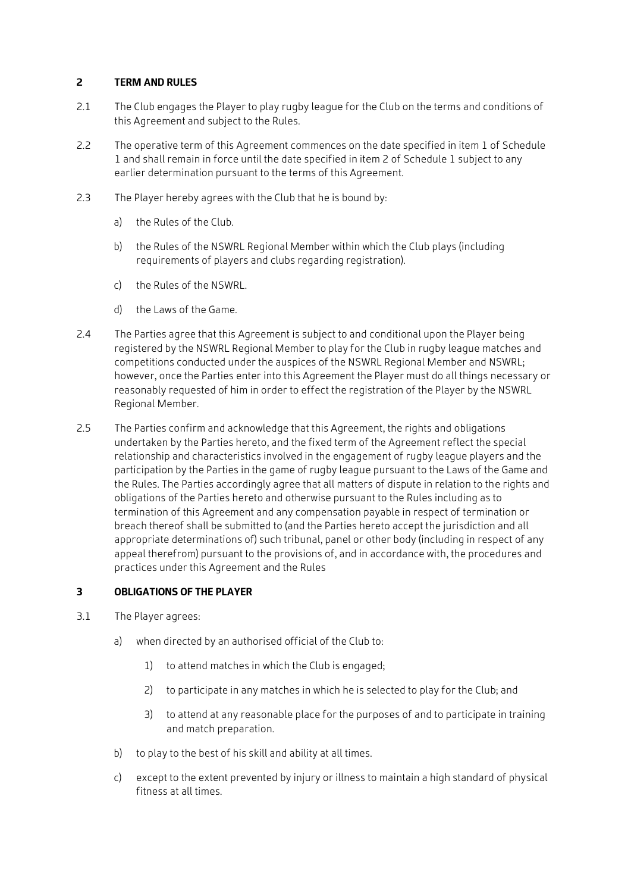## 2 TERM AND RULES

2.1 The Club engages the Player to play rugby league for the Club on the terms and conditions of this Agreement and subject to the Rules.

2.2 The operative term of this Agreement commences on the date specified in item 1 of Schedule 1 and shall remain in force until the date specified in item 2 of Schedule 1 subject to any earlier determination pursuant to the terms of this Agreement.

2.3 The Player hereby agrees with the Club that he is bound by:

a) the Rules of the Club.

b) the Rules of the NSWRL Regional Member within which the Club plays (including requirements of players and clubs regarding registration).

c) the Rules of the NSWRL.

d) the Laws of the Game.

2.4 The Parties agree that this Agreement is subject to and conditional upon the Player being registered by the NSWRL Regional Member to play for the Club in rugby league matches and competitions conducted under the auspices of the NSWRL Regional Member and NSWRL; however, once the Parties enter into this Agreement the Player must do all things necessary or reasonably requested of him in order to effect the registration of the Player by the NSWRL Regional Member.

2.5 The Parties confirm and acknowledge that this Agreement, the rights and obligations undertaken by the Parties hereto, and the fixed term of the Agreement reflect the special relationship and characteristics involved in the engagement of rugby league players and the participation by the Parties in the game of rugby league pursuant to the Laws of the Game and the Rules. The Parties accordingly agree that all matters of dispute in relation to the rights and obligations of the Parties hereto and otherwise pursuant to the Rules including as to termination of this Agreement and any compensation payable in respect of termination or breach thereof shall be submitted to (and the Parties hereto accept the jurisdiction and all appropriate determinations of) such tribunal, panel or other body (including in respect of any appeal therefrom) pursuant to the provisions of, and in accordance with, the procedures and practices under this Agreement and the Rules

## 3 OBLIGATIONS OF THE PLAYER

3.1 The Player agrees:

a) when directed by an authorised official of the Club to:

1) to attend matches in which the Club is engaged;

2) to participate in any matches in which he is selected to play for the Club; and

3) to attend at any reasonable place for the purposes of and to participate in training and match preparation.

b) to play to the best of his skill and ability at all times.

c) except to the extent prevented by injury or illness to maintain a high standard of physical fitness at all times.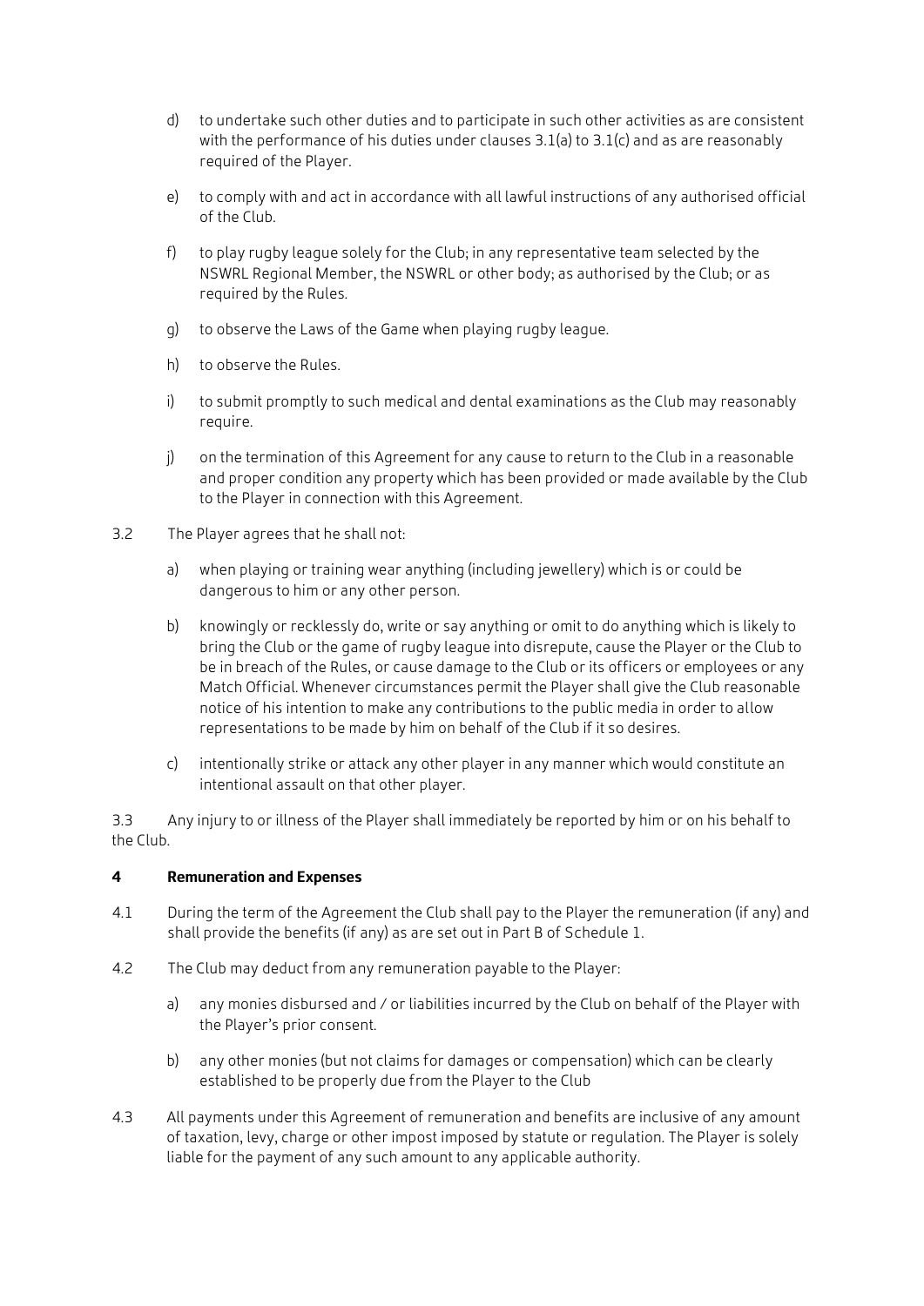d) to undertake such other duties and to participate in such other activities as are consistent with the performance of his duties under clauses 3.1(a) to 3.1(c) and as are reasonably required of the Player.

e) to comply with and act in accordance with all lawful instructions of any authorised official of the Club.

f) to play rugby league solely for the Club; in any representative team selected by the NSWRL Regional Member, the NSWRL or other body; as authorised by the Club; or as required by the Rules.

g) to observe the Laws of the Game when playing rugby league.

h) to observe the Rules.

i) to submit promptly to such medical and dental examinations as the Club may reasonably require.

j) on the termination of this Agreement for any cause to return to the Club in a reasonable and proper condition any property which has been provided or made available by the Club to the Player in connection with this Agreement.

3.2 The Player agrees that he shall not:

a) when playing or training wear anything (including jewellery) which is or could be dangerous to him or any other person.

b) knowingly or recklessly do, write or say anything or omit to do anything which is likely to bring the Club or the game of rugby league into disrepute, cause the Player or the Club to be in breach of the Rules, or cause damage to the Club or its officers or employees or any Match Official. Whenever circumstances permit the Player shall give the Club reasonable notice of his intention to make any contributions to the public media in order to allow representations to be made by him on behalf of the Club if it so desires.

c) intentionally strike or attack any other player in any manner which would constitute an intentional assault on that other player.

3.3 Any injury to or illness of the Player shall immediately be reported by him or on his behalf to the Club.

**4 Remuneration and Expenses**

4.1 During the term of the Agreement the Club shall pay to the Player the remuneration (if any) and shall provide the benefits (if any) as are set out in Part B of Schedule 1.

4.2 The Club may deduct from any remuneration payable to the Player:

a) any monies disbursed and / or liabilities incurred by the Club on behalf of the Player with the Player's prior consent.

b) any other monies (but not claims for damages or compensation) which can be clearly established to be properly due from the Player to the Club

4.3 All payments under this Agreement of remuneration and benefits are inclusive of any amount of taxation, levy, charge or other impost imposed by statute or regulation. The Player is solely liable for the payment of any such amount to any applicable authority.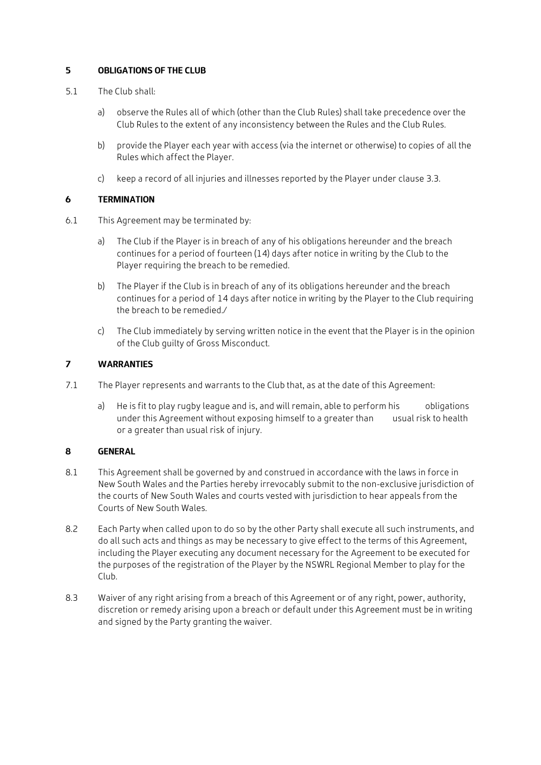## 5 OBLIGATIONS OF THE CLUB

5.1 The Club shall:

a) observe the Rules all of which (other than the Club Rules) shall take precedence over the Club Rules to the extent of any inconsistency between the Rules and the Club Rules.

b) provide the Player each year with access (via the internet or otherwise) to copies of all the Rules which affect the Player.

c) keep a record of all injuries and illnesses reported by the Player under clause 3.3.

## 6 TERMINATION

6.1 This Agreement may be terminated by:

a) The Club if the Player is in breach of any of his obligations hereunder and the breach continues for a period of fourteen (14) days after notice in writing by the Club to the Player requiring the breach to be remedied.

b) The Player if the Club is in breach of any of its obligations hereunder and the breach continues for a period of 14 days after notice in writing by the Player to the Club requiring the breach to be remedied./

c) The Club immediately by serving written notice in the event that the Player is in the opinion of the Club guilty of Gross Misconduct.

## 7 WARRANTIES

7.1 The Player represents and warrants to the Club that, as at the date of this Agreement:

a) He is fit to play rugby league and is, and will remain, able to perform his obligations under this Agreement without exposing himself to a greater than usual risk to health or a greater than usual risk of injury.

## 8 GENERAL

8.1 This Agreement shall be governed by and construed in accordance with the laws in force in New South Wales and the Parties hereby irrevocably submit to the non-exclusive jurisdiction of the courts of New South Wales and courts vested with jurisdiction to hear appeals from the Courts of New South Wales.

8.2 Each Party when called upon to do so by the other Party shall execute all such instruments, and do all such acts and things as may be necessary to give effect to the terms of this Agreement, including the Player executing any document necessary for the Agreement to be executed for the purposes of the registration of the Player by the NSWRL Regional Member to play for the Club.

8.3 Waiver of any right arising from a breach of this Agreement or of any right, power, authority, discretion or remedy arising upon a breach or default under this Agreement must be in writing and signed by the Party granting the waiver.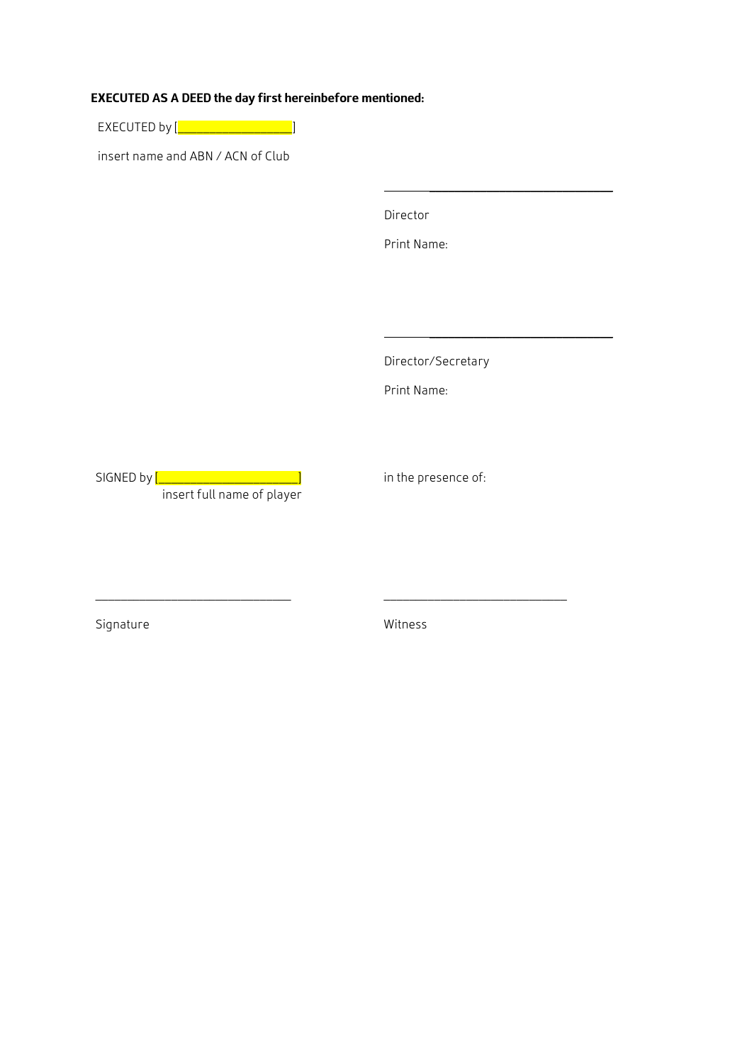**EXECUTED AS A DEED the day first hereinbefore mentioned:**

EXECUTED by [__________________]

insert name and ABN / ACN of Club

______________________________

Director

Print Name:

______________________________

Director/Secretary

Print Name:

SIGNED by [______________________]
insert full name of player

in the presence of:

______________________________

Signature

______________________________

Witness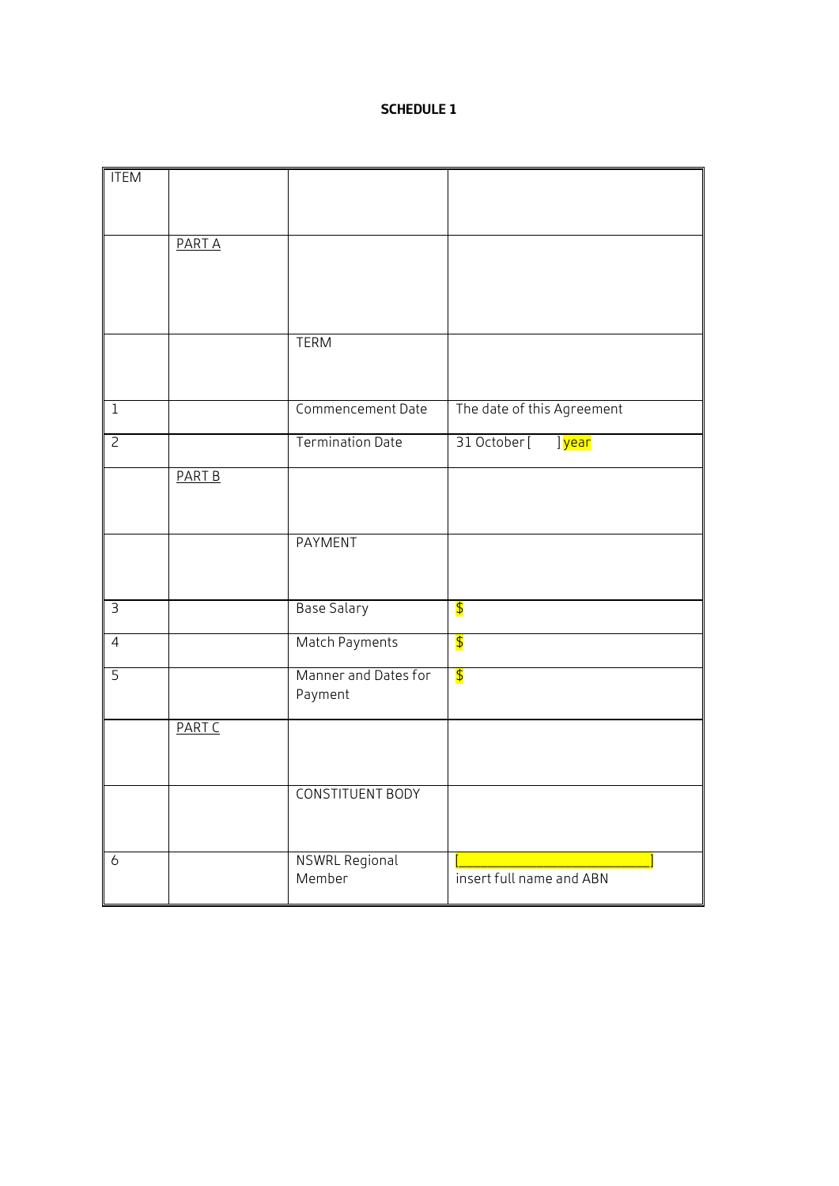**SCHEDULE 1**

| ITEM | | | |
|---|---|---|---|
| | PART A | | |
| | | TERM | |
| 1 | | Commencement Date | The date of this Agreement |
| 2 | | Termination Date | 31 October [ ] year |
| | PART B | | |
| | | PAYMENT | |
| 3 | | Base Salary | $ |
| 4 | | Match Payments | $ |
| 5 | | Manner and Dates for Payment | $ |
| | PART C | | |
| | | CONSTITUENT BODY | |
| 6 | | NSWRL Regional Member | [___________________________] insert full name and ABN |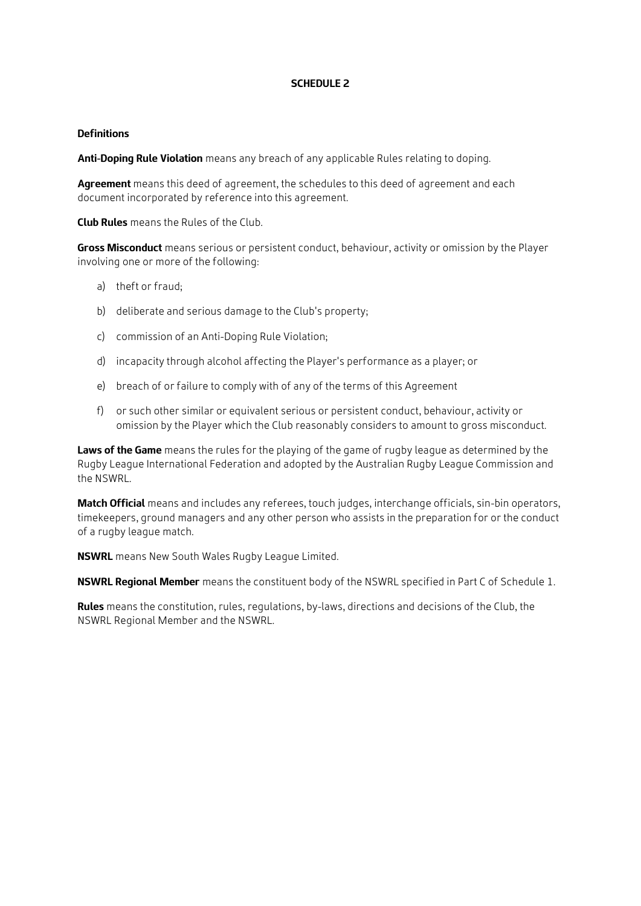## SCHEDULE 2

**Definitions**

**Anti-Doping Rule Violation** means any breach of any applicable Rules relating to doping.

**Agreement** means this deed of agreement, the schedules to this deed of agreement and each document incorporated by reference into this agreement.

**Club Rules** means the Rules of the Club.

**Gross Misconduct** means serious or persistent conduct, behaviour, activity or omission by the Player involving one or more of the following:

a) theft or fraud;

b) deliberate and serious damage to the Club's property;

c) commission of an Anti-Doping Rule Violation;

d) incapacity through alcohol affecting the Player's performance as a player; or

e) breach of or failure to comply with of any of the terms of this Agreement

f) or such other similar or equivalent serious or persistent conduct, behaviour, activity or omission by the Player which the Club reasonably considers to amount to gross misconduct.

**Laws of the Game** means the rules for the playing of the game of rugby league as determined by the Rugby League International Federation and adopted by the Australian Rugby League Commission and the NSWRL.

**Match Official** means and includes any referees, touch judges, interchange officials, sin-bin operators, timekeepers, ground managers and any other person who assists in the preparation for or the conduct of a rugby league match.

**NSWRL** means New South Wales Rugby League Limited.

**NSWRL Regional Member** means the constituent body of the NSWRL specified in Part C of Schedule 1.

**Rules** means the constitution, rules, regulations, by-laws, directions and decisions of the Club, the NSWRL Regional Member and the NSWRL.